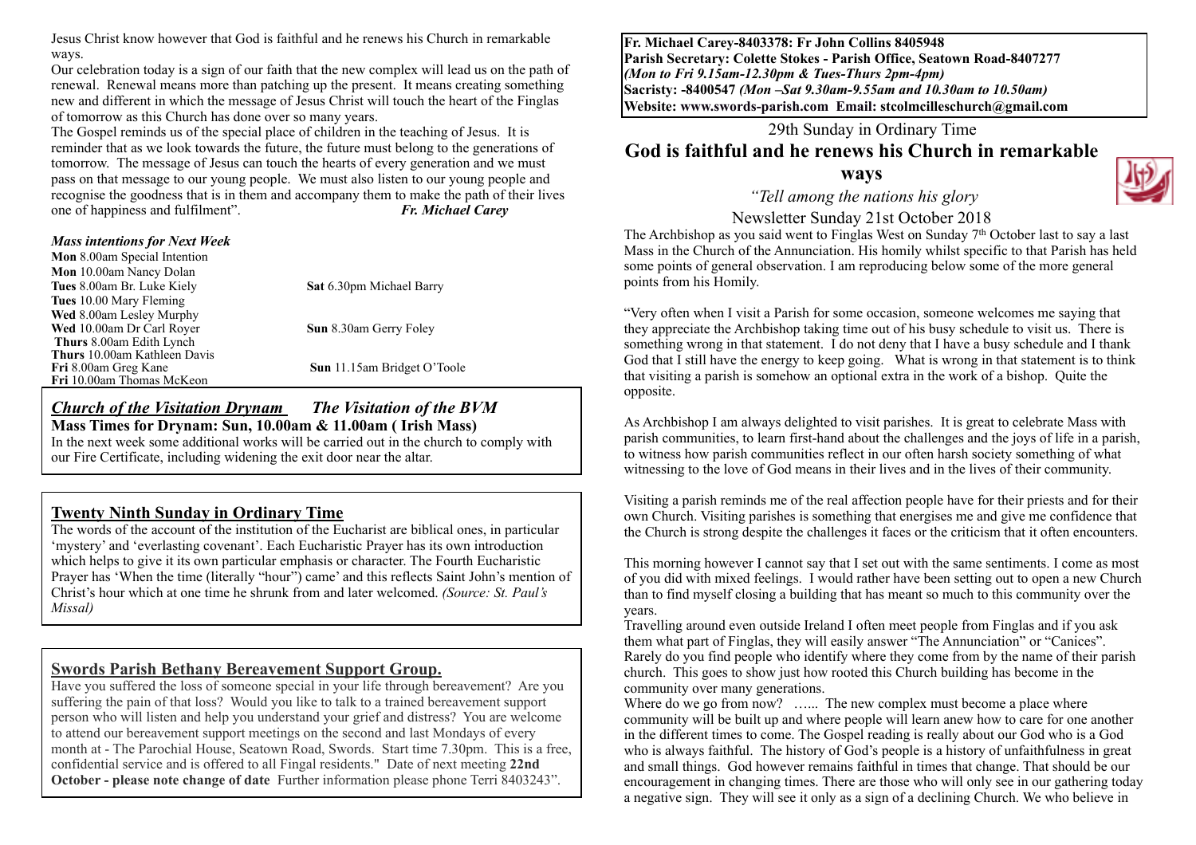Jesus Christ know however that God is faithful and he renews his Church in remarkable ways.

Our celebration today is a sign of our faith that the new complex will lead us on the path of renewal. Renewal means more than patching up the present. It means creating something new and different in which the message of Jesus Christ will touch the heart of the Finglas of tomorrow as this Church has done over so many years.

The Gospel reminds us of the special place of children in the teaching of Jesus. It is reminder that as we look towards the future, the future must belong to the generations of tomorrow. The message of Jesus can touch the hearts of every generation and we must pass on that message to our young people. We must also listen to our young people and recognise the goodness that is in them and accompany them to make the path of their lives one of happiness and fulfilment". ***Fr. Michael Carey***

***Mass intentions for Next Week***

**Mon** 8.00am Special Intention
**Mon** 10.00am Nancy Dolan
**Tues** 8.00am Br. Luke Kiely
**Tues** 10.00 Mary Fleming
**Wed** 8.00am Lesley Murphy
**Wed** 10.00am Dr Carl Royer
**Thurs** 8.00am Edith Lynch
**Thurs** 10.00am Kathleen Davis
**Fri** 8.00am Greg Kane
**Fri** 10.00am Thomas McKeon

**Sat** 6.30pm Michael Barry
**Sun** 8.30am Gerry Foley
**Sun** 11.15am Bridget O'Toole

***Church of the Visitation Drynam*** ***The Visitation of the BVM***

**Mass Times for Drynam: Sun, 10.00am & 11.00am ( Irish Mass)**

In the next week some additional works will be carried out in the church to comply with our Fire Certificate, including widening the exit door near the altar.

## Twenty Ninth Sunday in Ordinary Time

The words of the account of the institution of the Eucharist are biblical ones, in particular 'mystery' and 'everlasting covenant'. Each Eucharistic Prayer has its own introduction which helps to give it its own particular emphasis or character. The Fourth Eucharistic Prayer has 'When the time (literally "hour") came' and this reflects Saint John's mention of Christ's hour which at one time he shrunk from and later welcomed. *(Source: St. Paul's Missal)*

## Swords Parish Bethany Bereavement Support Group.

Have you suffered the loss of someone special in your life through bereavement? Are you suffering the pain of that loss? Would you like to talk to a trained bereavement support person who will listen and help you understand your grief and distress? You are welcome to attend our bereavement support meetings on the second and last Mondays of every month at - The Parochial House, Seatown Road, Swords. Start time 7.30pm. This is a free, confidential service and is offered to all Fingal residents." Date of next meeting **22nd October - please note change of date** Further information please phone Terri 8403243".

**Fr. Michael Carey-8403378: Fr John Collins 8405948**
**Parish Secretary: Colette Stokes - Parish Office, Seatown Road-8407277**
***(Mon to Fri 9.15am-12.30pm & Tues-Thurs 2pm-4pm)***
**Sacristy: -8400547** ***(Mon –Sat 9.30am-9.55am and 10.30am to 10.50am)***
**Website: www.swords-parish.com Email: stcolmcilleschurch@gmail.com**

29th Sunday in Ordinary Time

# God is faithful and he renews his Church in remarkable ways

*"Tell among the nations his glory*

Newsletter Sunday 21st October 2018

The Archbishop as you said went to Finglas West on Sunday 7th October last to say a last Mass in the Church of the Annunciation. His homily whilst specific to that Parish has held some points of general observation. I am reproducing below some of the more general points from his Homily.

"Very often when I visit a Parish for some occasion, someone welcomes me saying that they appreciate the Archbishop taking time out of his busy schedule to visit us. There is something wrong in that statement. I do not deny that I have a busy schedule and I thank God that I still have the energy to keep going. What is wrong in that statement is to think that visiting a parish is somehow an optional extra in the work of a bishop. Quite the opposite.

As Archbishop I am always delighted to visit parishes. It is great to celebrate Mass with parish communities, to learn first-hand about the challenges and the joys of life in a parish, to witness how parish communities reflect in our often harsh society something of what witnessing to the love of God means in their lives and in the lives of their community.

Visiting a parish reminds me of the real affection people have for their priests and for their own Church. Visiting parishes is something that energises me and give me confidence that the Church is strong despite the challenges it faces or the criticism that it often encounters.

This morning however I cannot say that I set out with the same sentiments. I come as most of you did with mixed feelings. I would rather have been setting out to open a new Church than to find myself closing a building that has meant so much to this community over the years.

Travelling around even outside Ireland I often meet people from Finglas and if you ask them what part of Finglas, they will easily answer "The Annunciation" or "Canices". Rarely do you find people who identify where they come from by the name of their parish church. This goes to show just how rooted this Church building has become in the community over many generations.

Where do we go from now? …... The new complex must become a place where community will be built up and where people will learn anew how to care for one another in the different times to come. The Gospel reading is really about our God who is a God who is always faithful. The history of God's people is a history of unfaithfulness in great and small things. God however remains faithful in times that change. That should be our encouragement in changing times. There are those who will only see in our gathering today a negative sign. They will see it only as a sign of a declining Church. We who believe in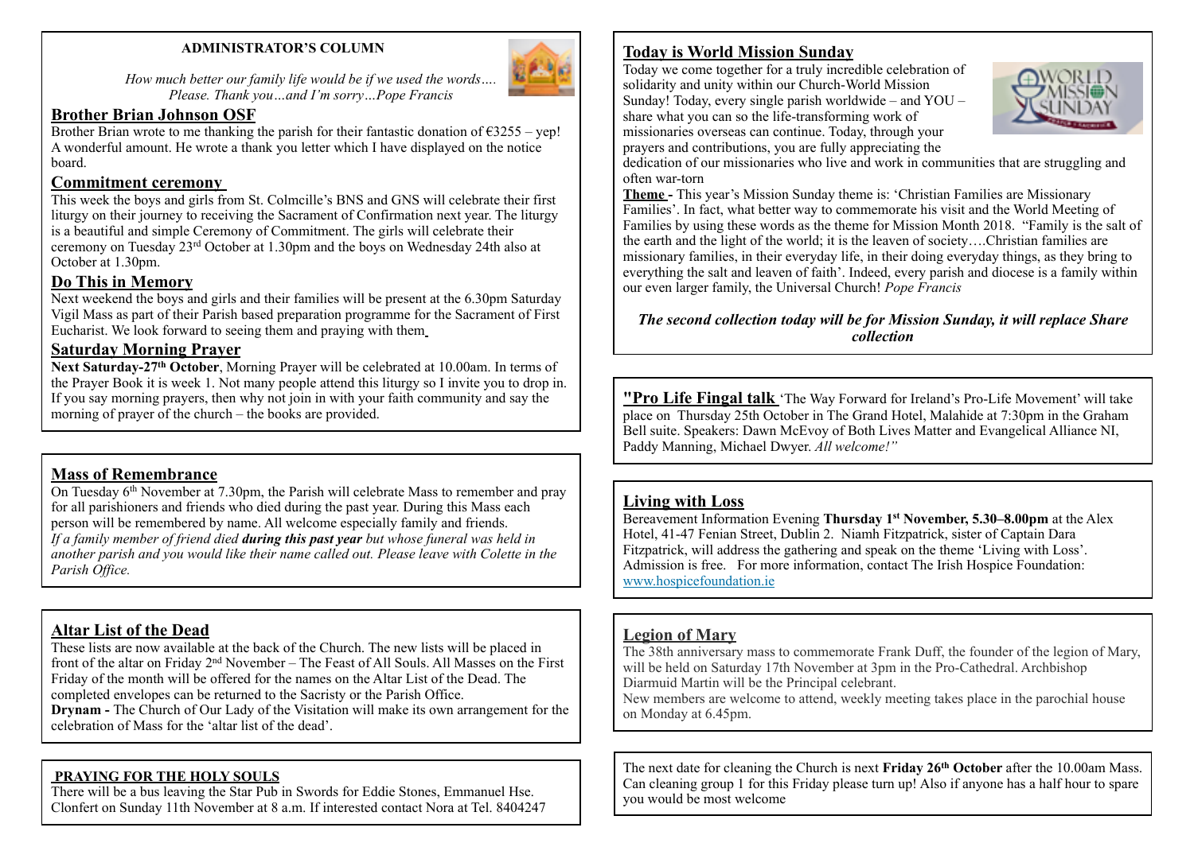## ADMINISTRATOR'S COLUMN

*How much better our family life would be if we used the words…. Please. Thank you…and I'm sorry…Pope Francis*

### Brother Brian Johnson OSF

Brother Brian wrote to me thanking the parish for their fantastic donation of €3255 – yep! A wonderful amount. He wrote a thank you letter which I have displayed on the notice board.

### Commitment ceremony

This week the boys and girls from St. Colmcille's BNS and GNS will celebrate their first liturgy on their journey to receiving the Sacrament of Confirmation next year. The liturgy is a beautiful and simple Ceremony of Commitment. The girls will celebrate their ceremony on Tuesday 23rd October at 1.30pm and the boys on Wednesday 24th also at October at 1.30pm.

### Do This in Memory

Next weekend the boys and girls and their families will be present at the 6.30pm Saturday Vigil Mass as part of their Parish based preparation programme for the Sacrament of First Eucharist. We look forward to seeing them and praying with them.

### Saturday Morning Prayer

**Next Saturday-27th October**, Morning Prayer will be celebrated at 10.00am. In terms of the Prayer Book it is week 1. Not many people attend this liturgy so I invite you to drop in. If you say morning prayers, then why not join in with your faith community and say the morning of prayer of the church – the books are provided.

### Mass of Remembrance

On Tuesday 6th November at 7.30pm, the Parish will celebrate Mass to remember and pray for all parishioners and friends who died during the past year. During this Mass each person will be remembered by name. All welcome especially family and friends.
*If a family member of friend died **during this past year** but whose funeral was held in another parish and you would like their name called out. Please leave with Colette in the Parish Office.*

### Altar List of the Dead

These lists are now available at the back of the Church. The new lists will be placed in front of the altar on Friday 2nd November – The Feast of All Souls. All Masses on the First Friday of the month will be offered for the names on the Altar List of the Dead. The completed envelopes can be returned to the Sacristy or the Parish Office.
**Drynam -** The Church of Our Lady of the Visitation will make its own arrangement for the celebration of Mass for the 'altar list of the dead'.

### PRAYING FOR THE HOLY SOULS

There will be a bus leaving the Star Pub in Swords for Eddie Stones, Emmanuel Hse. Clonfert on Sunday 11th November at 8 a.m. If interested contact Nora at Tel. 8404247

### Today is World Mission Sunday

Today we come together for a truly incredible celebration of solidarity and unity within our Church-World Mission Sunday! Today, every single parish worldwide – and YOU – share what you can so the life-transforming work of missionaries overseas can continue. Today, through your prayers and contributions, you are fully appreciating the dedication of our missionaries who live and work in communities that are struggling and often war-torn

**Theme -** This year's Mission Sunday theme is: 'Christian Families are Missionary Families'. In fact, what better way to commemorate his visit and the World Meeting of Families by using these words as the theme for Mission Month 2018. "Family is the salt of the earth and the light of the world; it is the leaven of society….Christian families are missionary families, in their everyday life, in their doing everyday things, as they bring to everything the salt and leaven of faith'. Indeed, every parish and diocese is a family within our even larger family, the Universal Church! *Pope Francis*

***The second collection today will be for Mission Sunday, it will replace Share collection***

**"Pro Life Fingal talk** 'The Way Forward for Ireland's Pro-Life Movement' will take place on Thursday 25th October in The Grand Hotel, Malahide at 7:30pm in the Graham Bell suite. Speakers: Dawn McEvoy of Both Lives Matter and Evangelical Alliance NI, Paddy Manning, Michael Dwyer. *All welcome!"*

### Living with Loss

Bereavement Information Evening **Thursday 1st November, 5.30–8.00pm** at the Alex Hotel, 41-47 Fenian Street, Dublin 2. Niamh Fitzpatrick, sister of Captain Dara Fitzpatrick, will address the gathering and speak on the theme 'Living with Loss'. Admission is free. For more information, contact The Irish Hospice Foundation: www.hospicefoundation.ie

### Legion of Mary

The 38th anniversary mass to commemorate Frank Duff, the founder of the legion of Mary, will be held on Saturday 17th November at 3pm in the Pro-Cathedral. Archbishop Diarmuid Martin will be the Principal celebrant.
New members are welcome to attend, weekly meeting takes place in the parochial house on Monday at 6.45pm.

The next date for cleaning the Church is next **Friday 26th October** after the 10.00am Mass. Can cleaning group 1 for this Friday please turn up! Also if anyone has a half hour to spare you would be most welcome